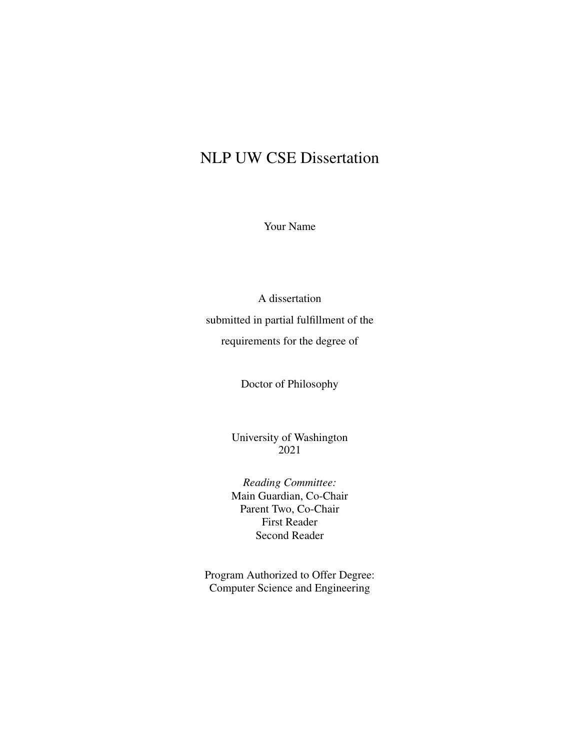# NLP UW CSE Dissertation

Your Name

A dissertation

submitted in partial fulfillment of the

requirements for the degree of

Doctor of Philosophy

University of Washington
2021

*Reading Committee:*
Main Guardian, Co-Chair
Parent Two, Co-Chair
First Reader
Second Reader

Program Authorized to Offer Degree:
Computer Science and Engineering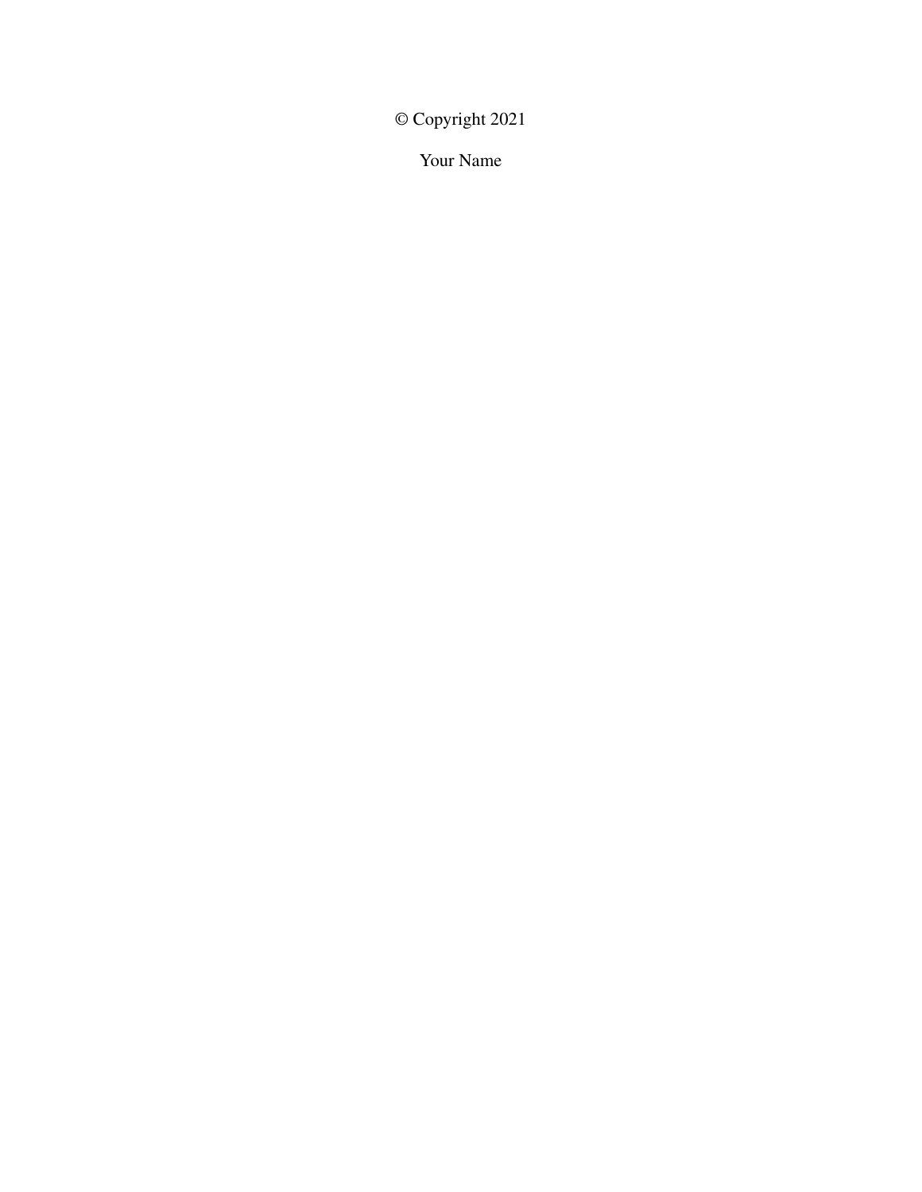© Copyright 2021

Your Name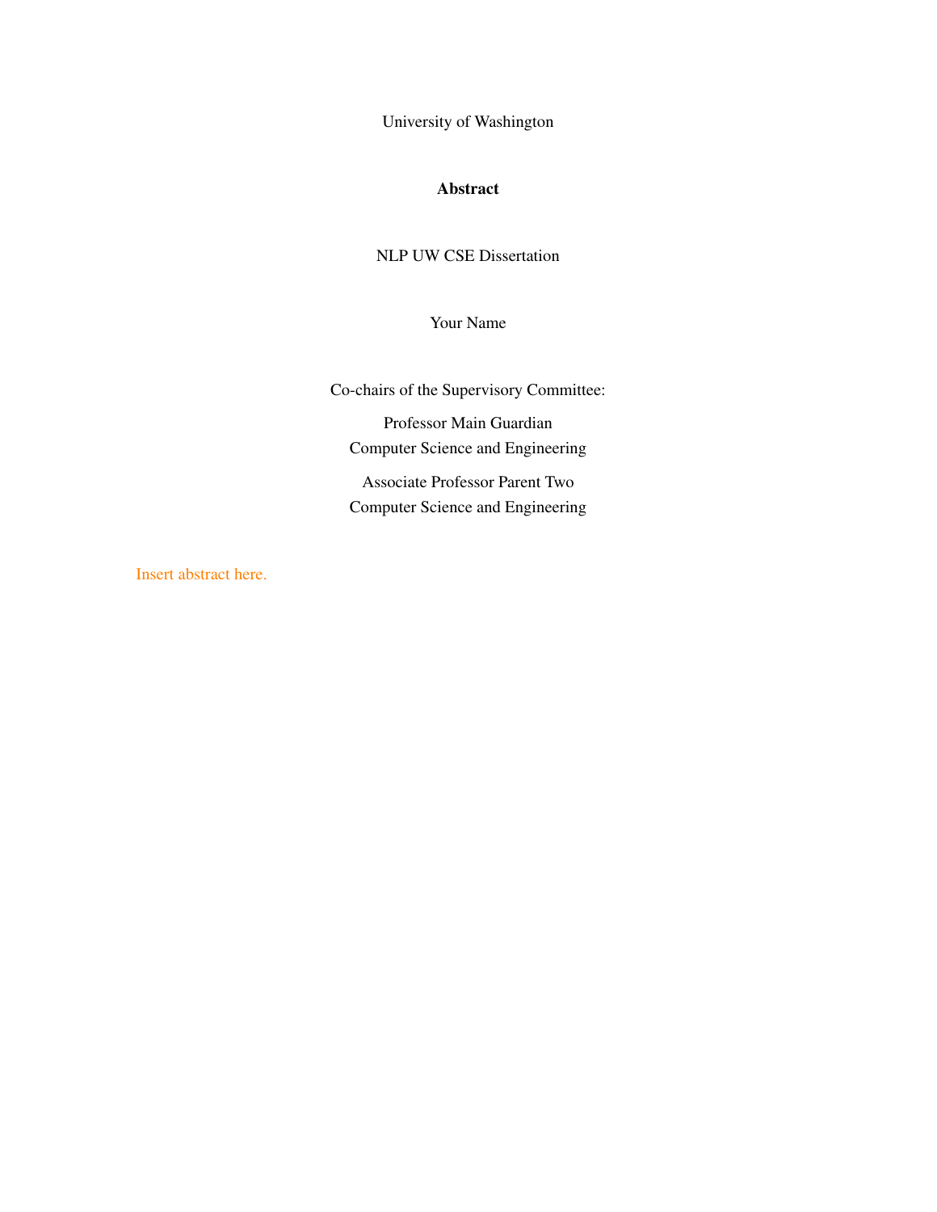University of Washington

**Abstract**

NLP UW CSE Dissertation

Your Name

Co-chairs of the Supervisory Committee:

Professor Main Guardian
Computer Science and Engineering

Associate Professor Parent Two
Computer Science and Engineering

Insert abstract here.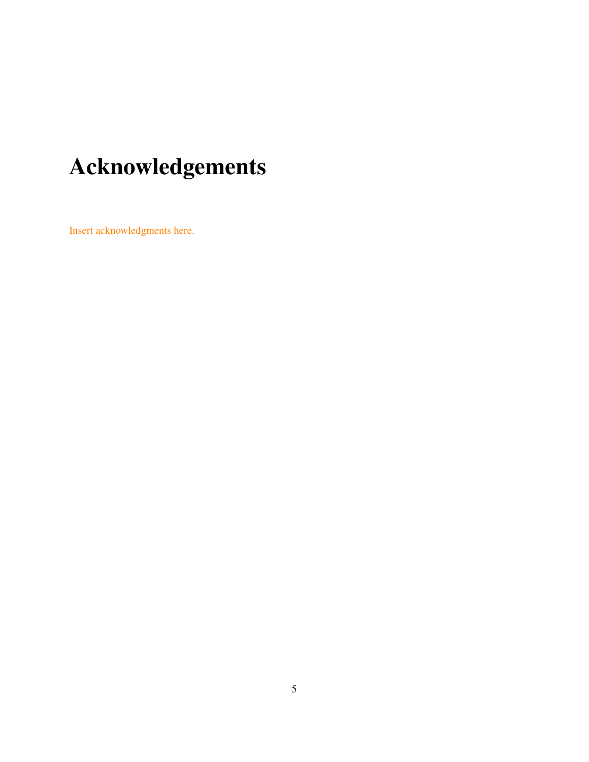# Acknowledgements

Insert acknowledgments here.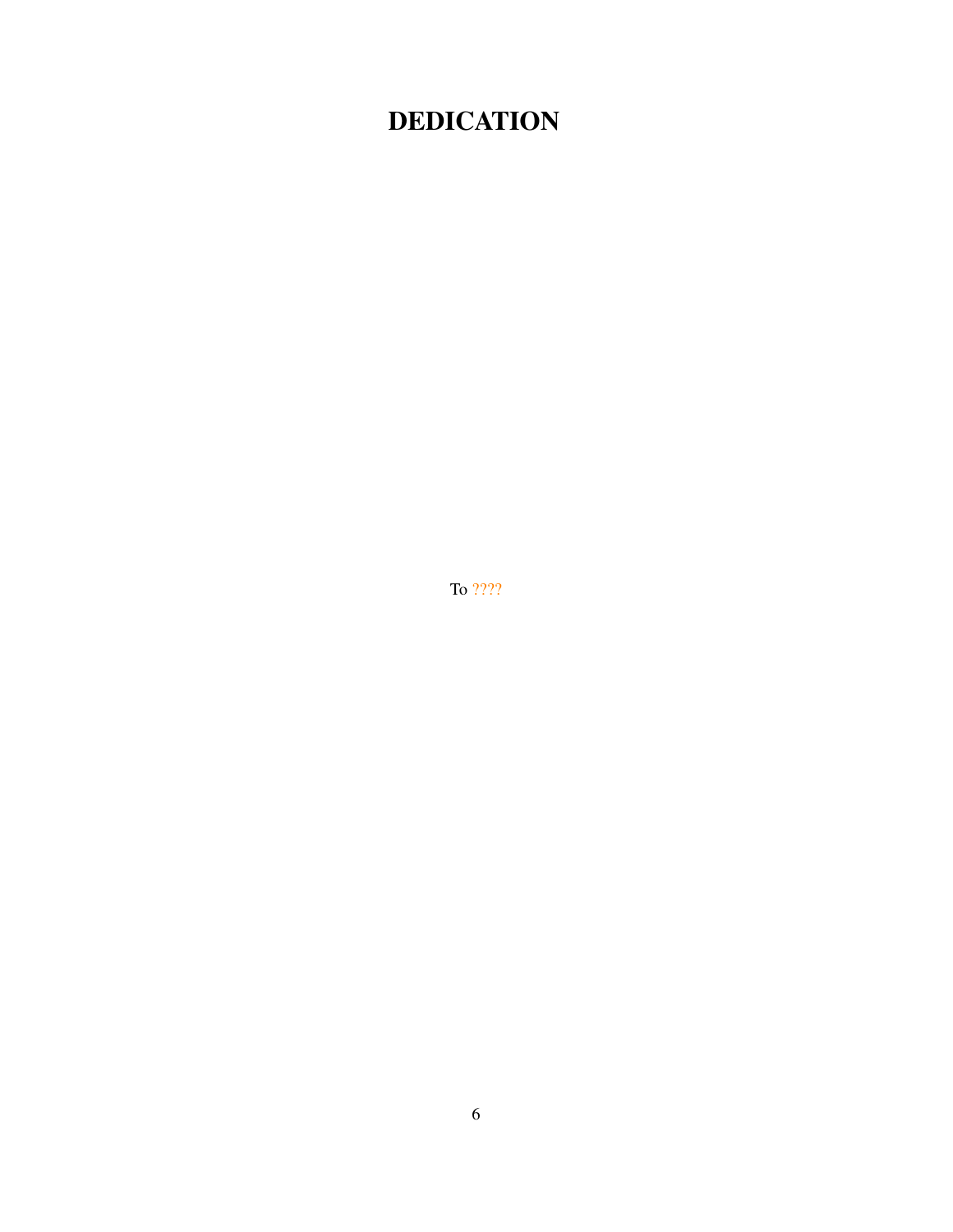# DEDICATION

To ????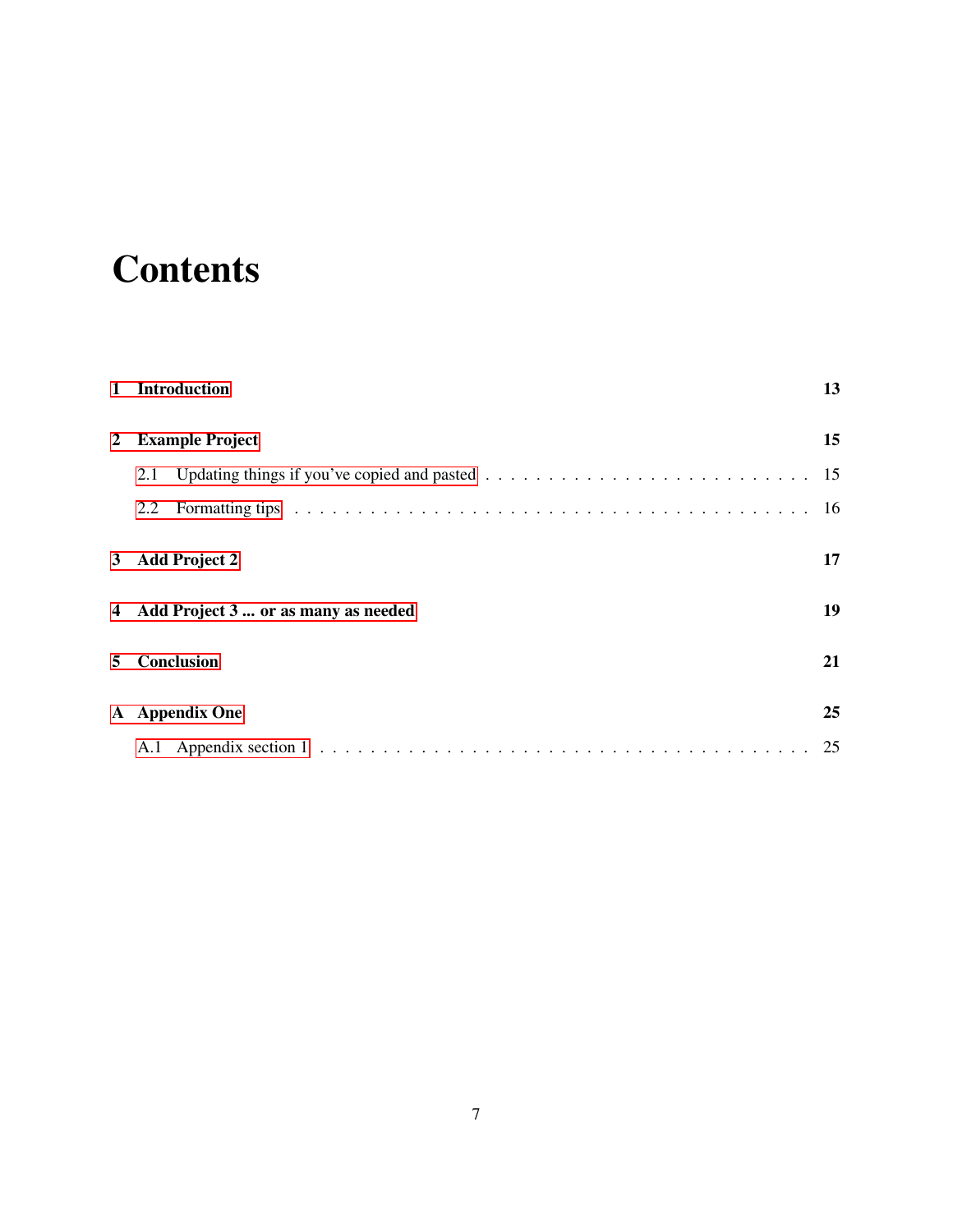# Contents

**1 Introduction** **13**

**2 Example Project** **15**

2.1 Updating things if you've copied and pasted . . . . . . . . . . . . . . . . . . . . . . . . . 15

2.2 Formatting tips . . . . . . . . . . . . . . . . . . . . . . . . . . . . . . . . . . . . . . . . . 16

**3 Add Project 2** **17**

**4 Add Project 3 ... or as many as needed** **19**

**5 Conclusion** **21**

**A Appendix One** **25**

A.1 Appendix section 1 . . . . . . . . . . . . . . . . . . . . . . . . . . . . . . . . . . . . . . 25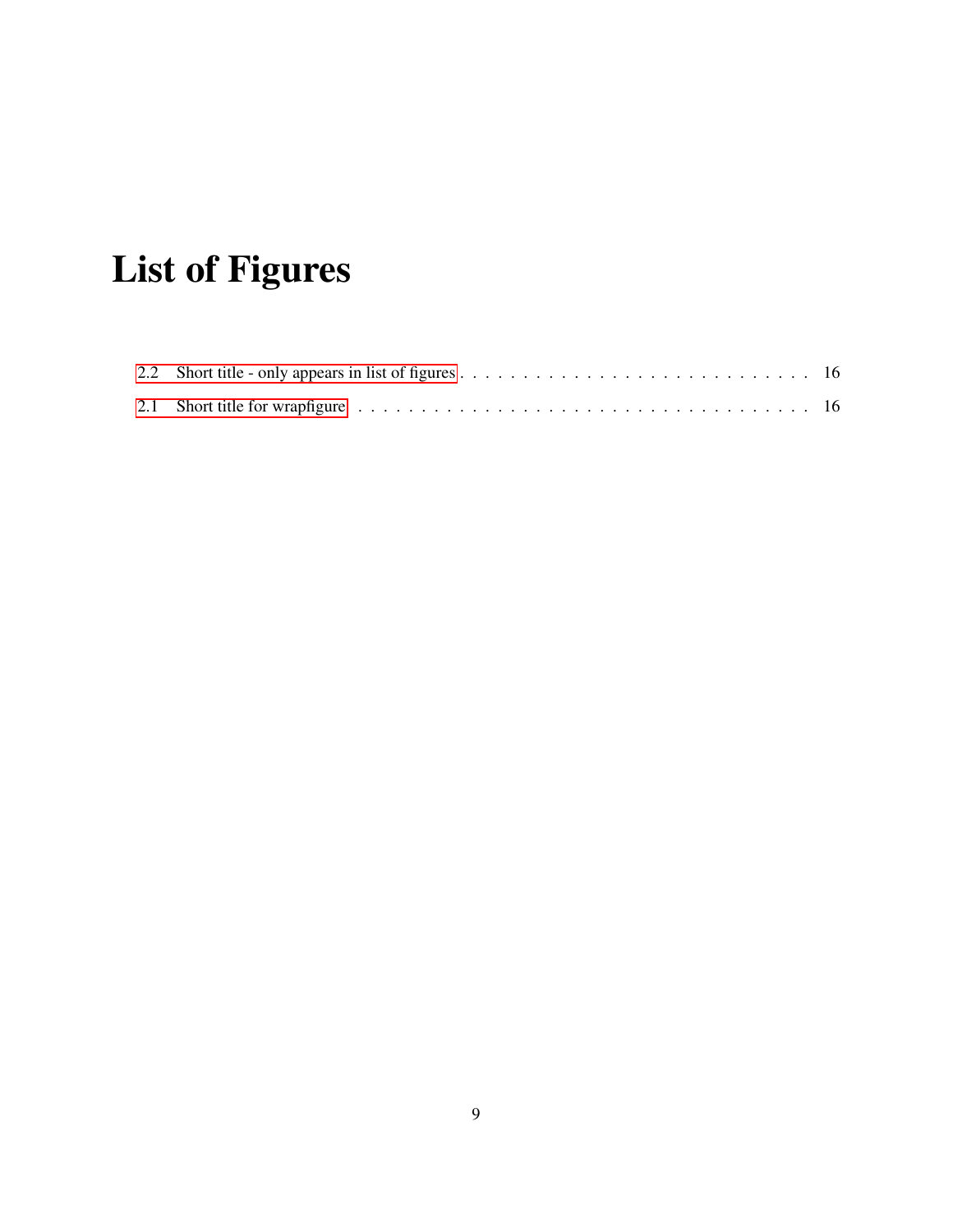# List of Figures

2.2 Short title - only appears in list of figures . . . . . . . . . . . . . . . . . . . . . . . . . . . . . 16

2.1 Short title for wrapfigure . . . . . . . . . . . . . . . . . . . . . . . . . . . . . . . . . . . . . . 16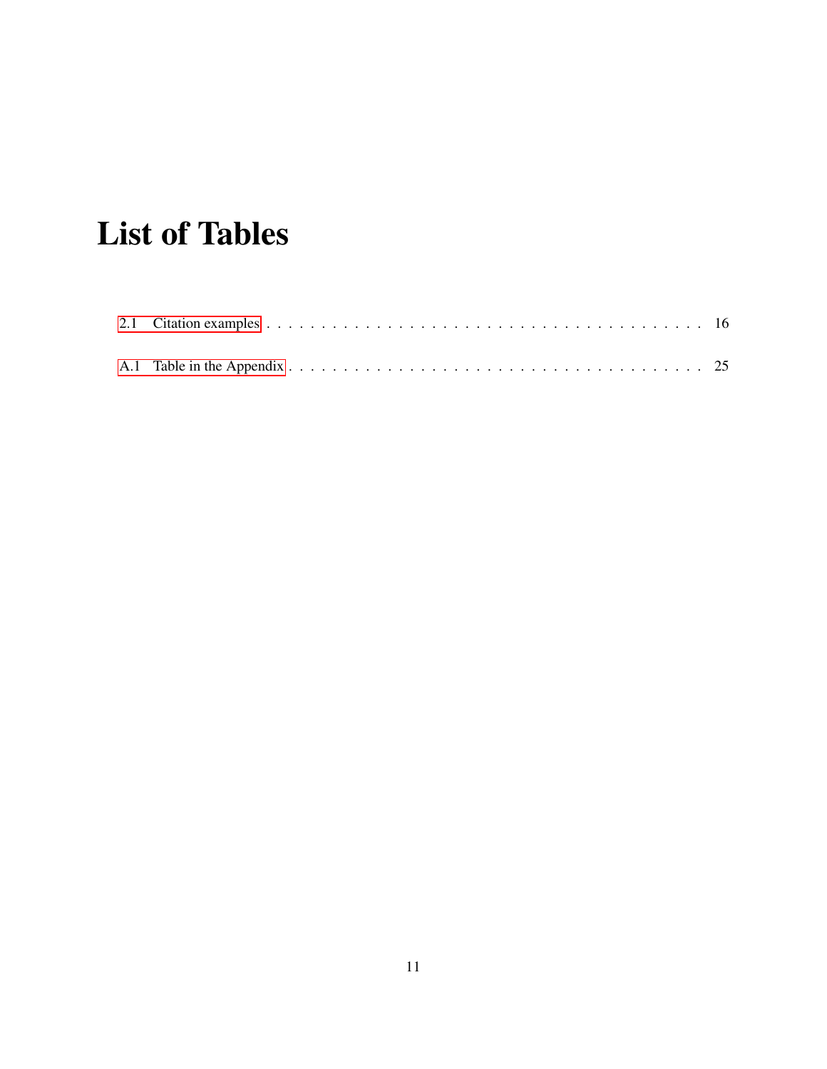# List of Tables

2.1 Citation examples . . . . . . . . . . . . . . . . . . . . . . . . . . . . . . . . . . . . . . . . 16

A.1 Table in the Appendix . . . . . . . . . . . . . . . . . . . . . . . . . . . . . . . . . . . . . 25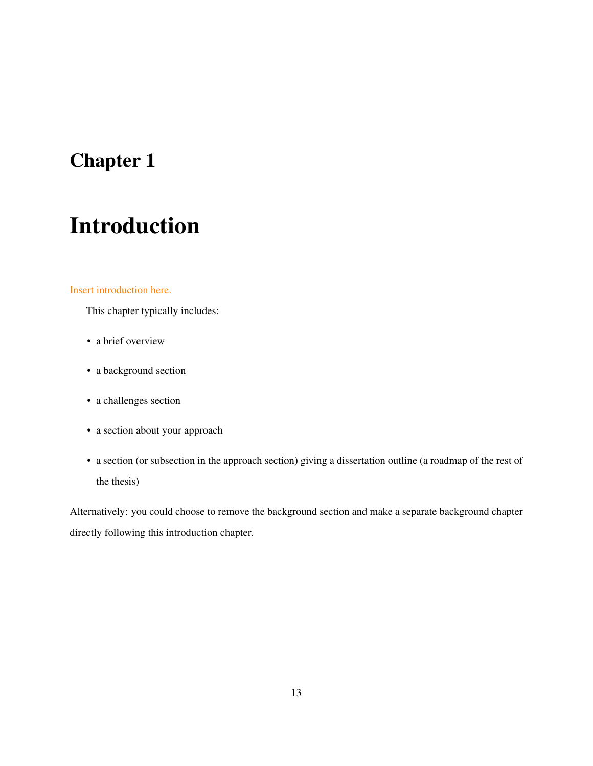# Chapter 1

# Introduction

Insert introduction here.

This chapter typically includes:

- a brief overview
- a background section
- a challenges section
- a section about your approach
- a section (or subsection in the approach section) giving a dissertation outline (a roadmap of the rest of the thesis)

Alternatively: you could choose to remove the background section and make a separate background chapter directly following this introduction chapter.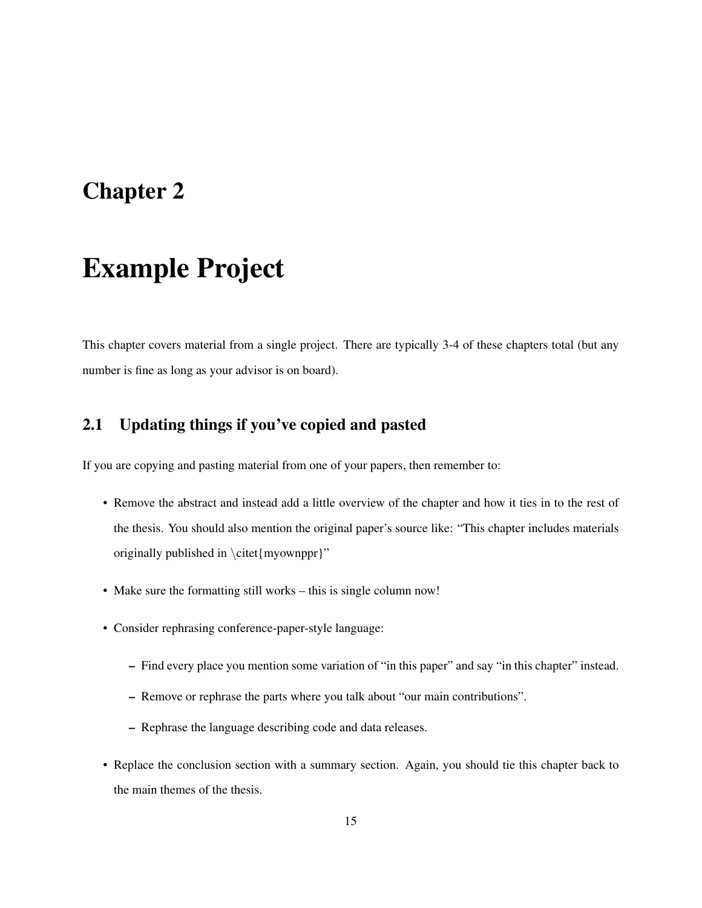# Chapter 2

# Example Project

This chapter covers material from a single project. There are typically 3-4 of these chapters total (but any number is fine as long as your advisor is on board).

## 2.1 Updating things if you've copied and pasted

If you are copying and pasting material from one of your papers, then remember to:

- Remove the abstract and instead add a little overview of the chapter and how it ties in to the rest of the thesis. You should also mention the original paper's source like: "This chapter includes materials originally published in \citet{myownppr}"
- Make sure the formatting still works – this is single column now!
- Consider rephrasing conference-paper-style language:
  - Find every place you mention some variation of "in this paper" and say "in this chapter" instead.
  - Remove or rephrase the parts where you talk about "our main contributions".
  - Rephrase the language describing code and data releases.
- Replace the conclusion section with a summary section. Again, you should tie this chapter back to the main themes of the thesis.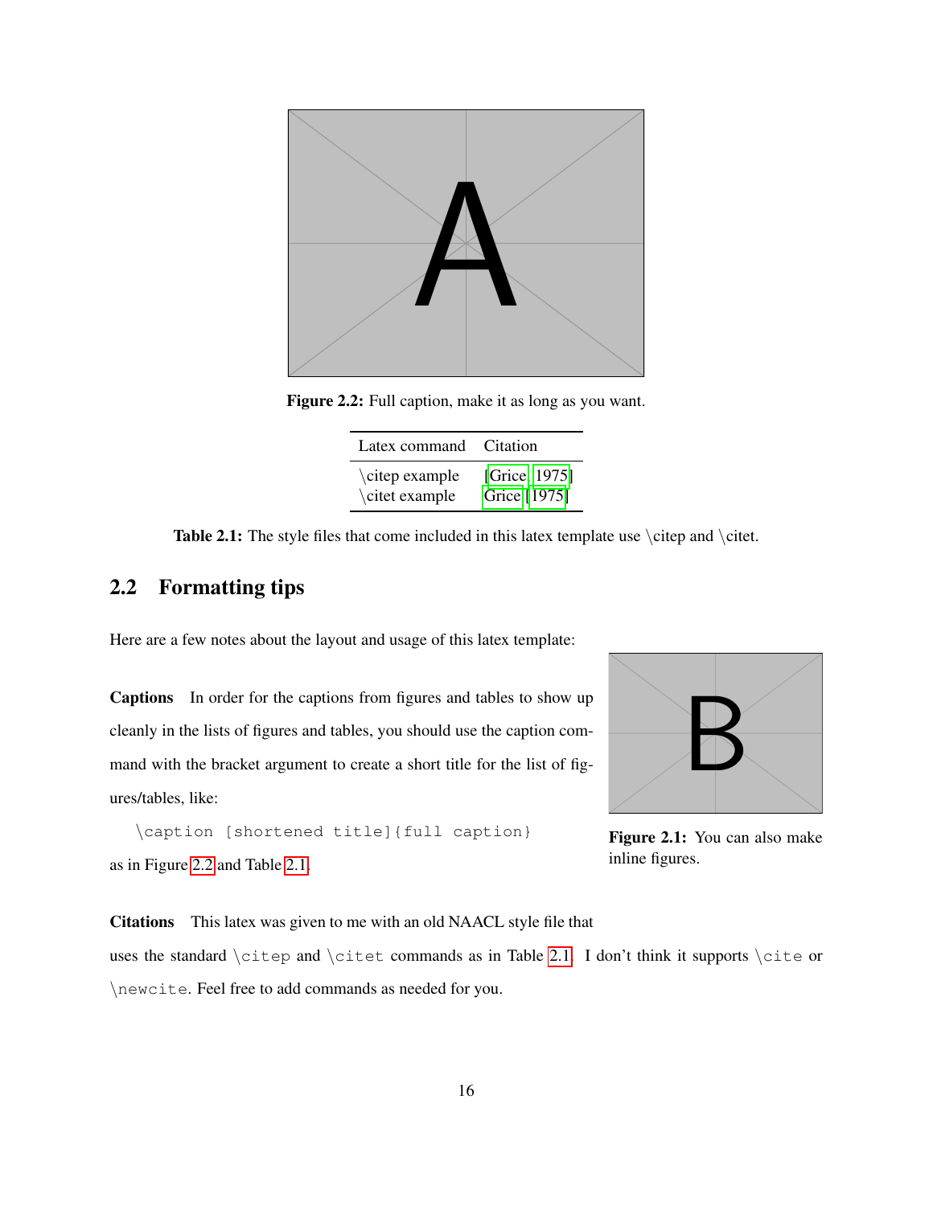Figure 2.2: Full caption, make it as long as you want.

| Latex command | Citation |
|---|---|
| \citep example | [Grice, 1975] |
| \citet example | Grice [1975] |

Table 2.1: The style files that come included in this latex template use \citep and \citet.

## 2.2 Formatting tips

Here are a few notes about the layout and usage of this latex template:

**Captions** In order for the captions from figures and tables to show up cleanly in the lists of figures and tables, you should use the caption command with the bracket argument to create a short title for the list of figures/tables, like:

```
\caption [shortened title]{full caption}
```

as in Figure 2.2 and Table 2.1.

Figure 2.1: You can also make inline figures.

**Citations** This latex was given to me with an old NAACL style file that uses the standard `\citep` and `\citet` commands as in Table 2.1. I don't think it supports `\cite` or `\newcite`. Feel free to add commands as needed for you.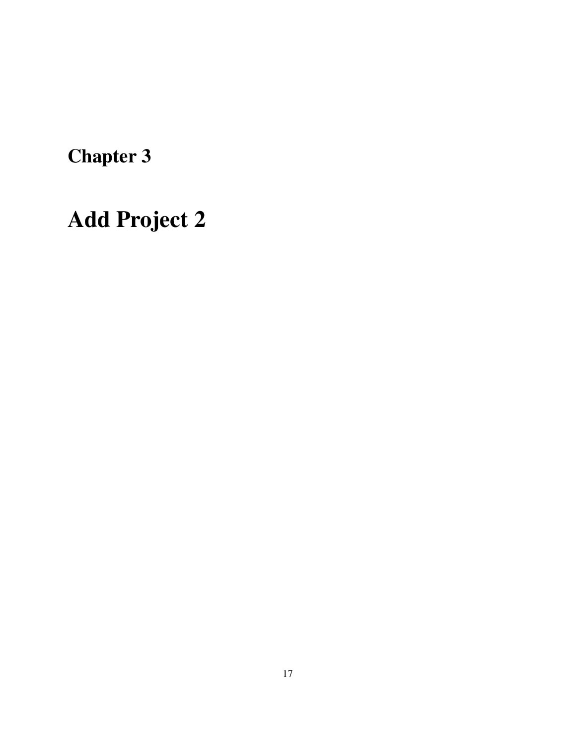# Chapter 3

# Add Project 2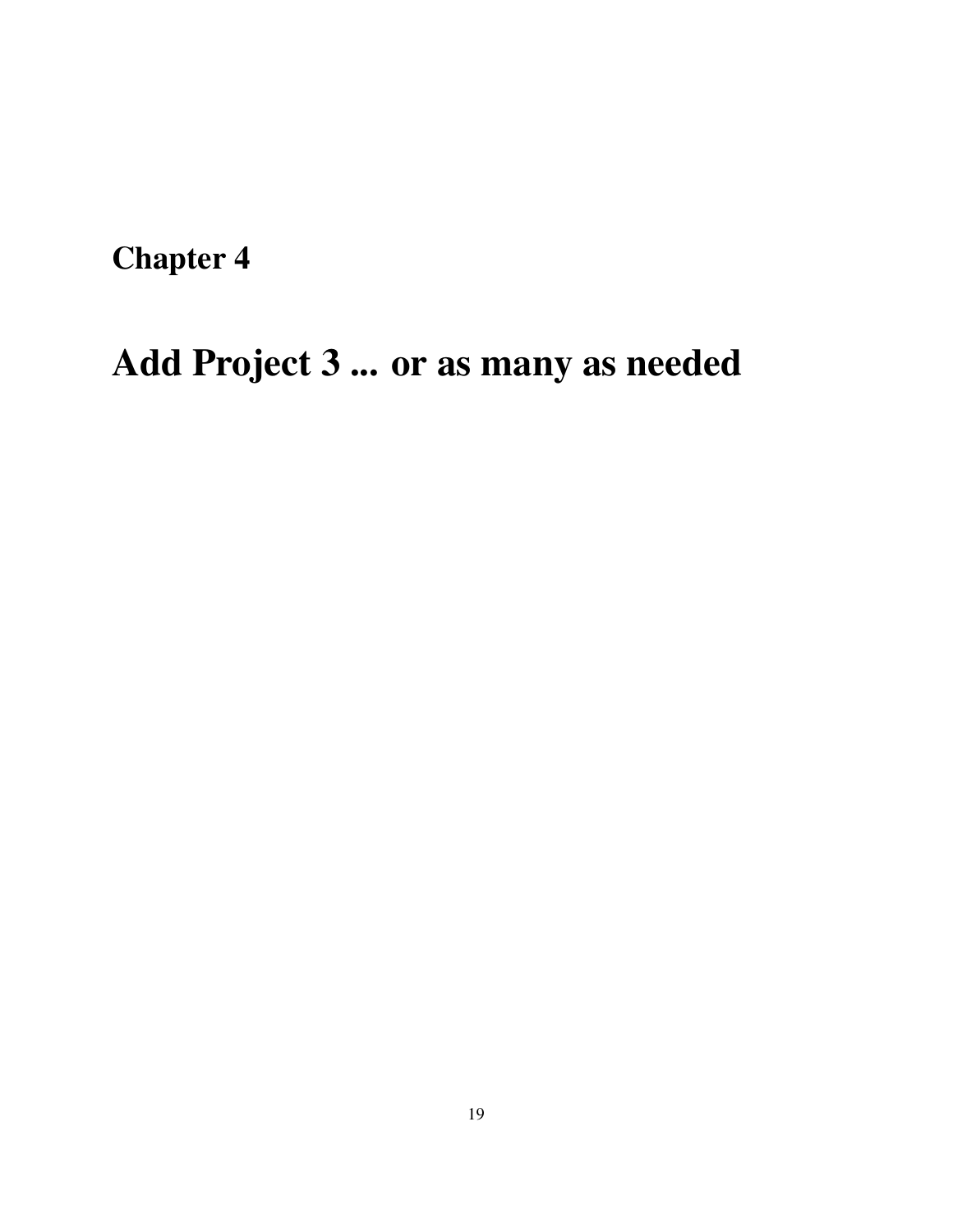# Chapter 4

# Add Project 3 ... or as many as needed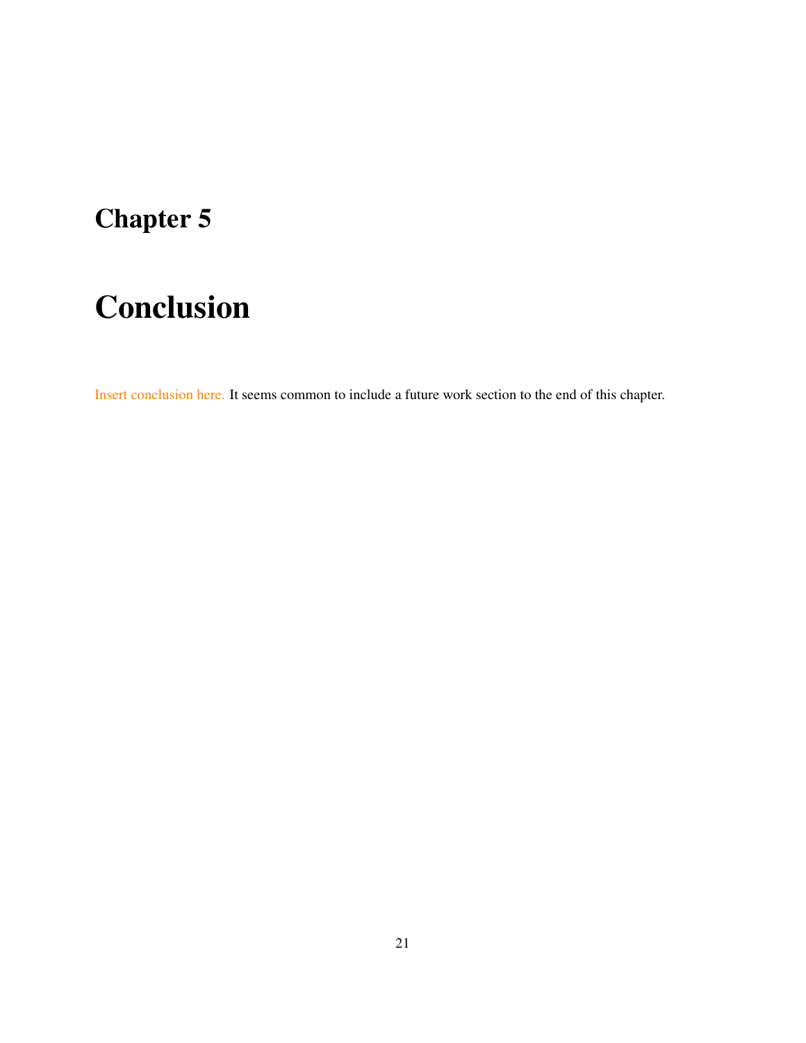# Chapter 5

# Conclusion

Insert conclusion here. It seems common to include a future work section to the end of this chapter.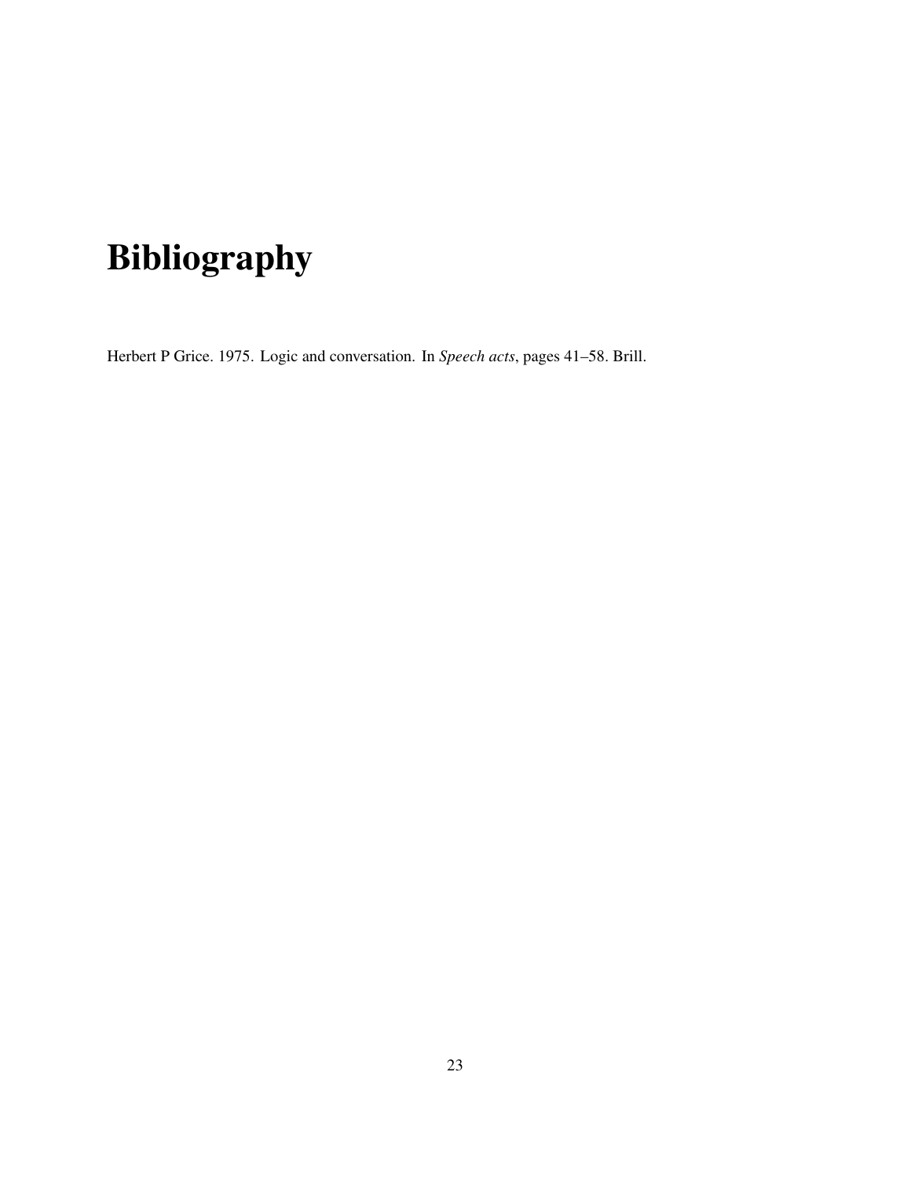# Bibliography

Herbert P Grice. 1975. Logic and conversation. In *Speech acts*, pages 41–58. Brill.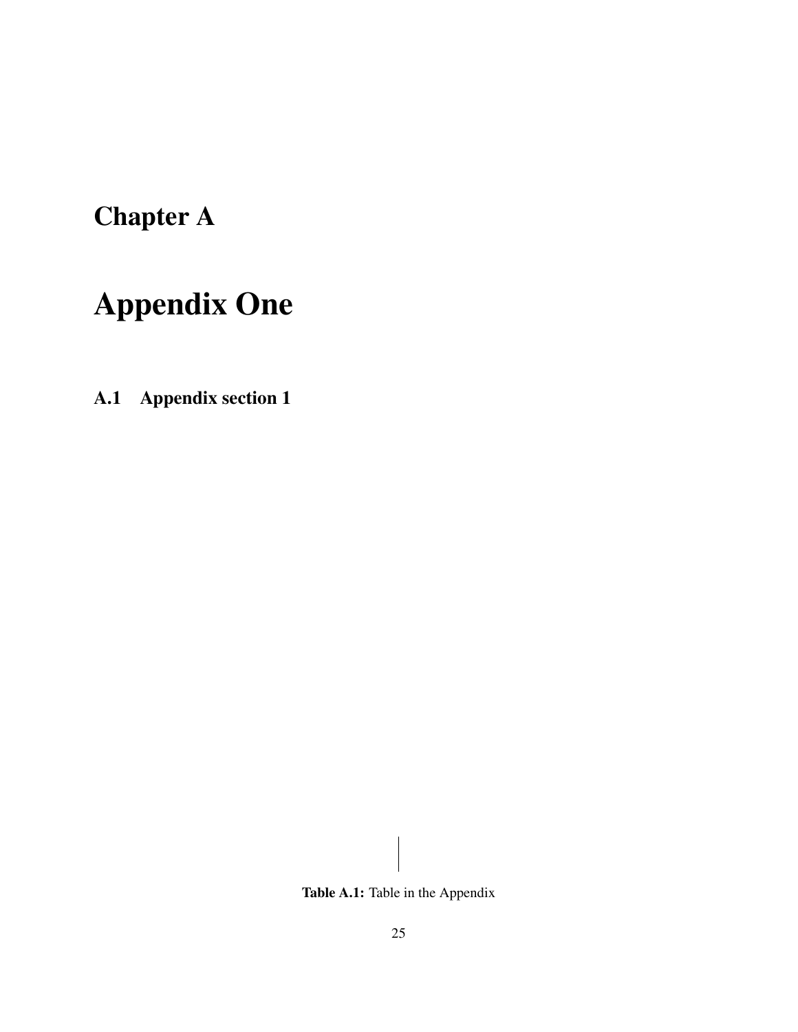# Chapter A

# Appendix One

## A.1 Appendix section 1

**Table A.1:** Table in the Appendix